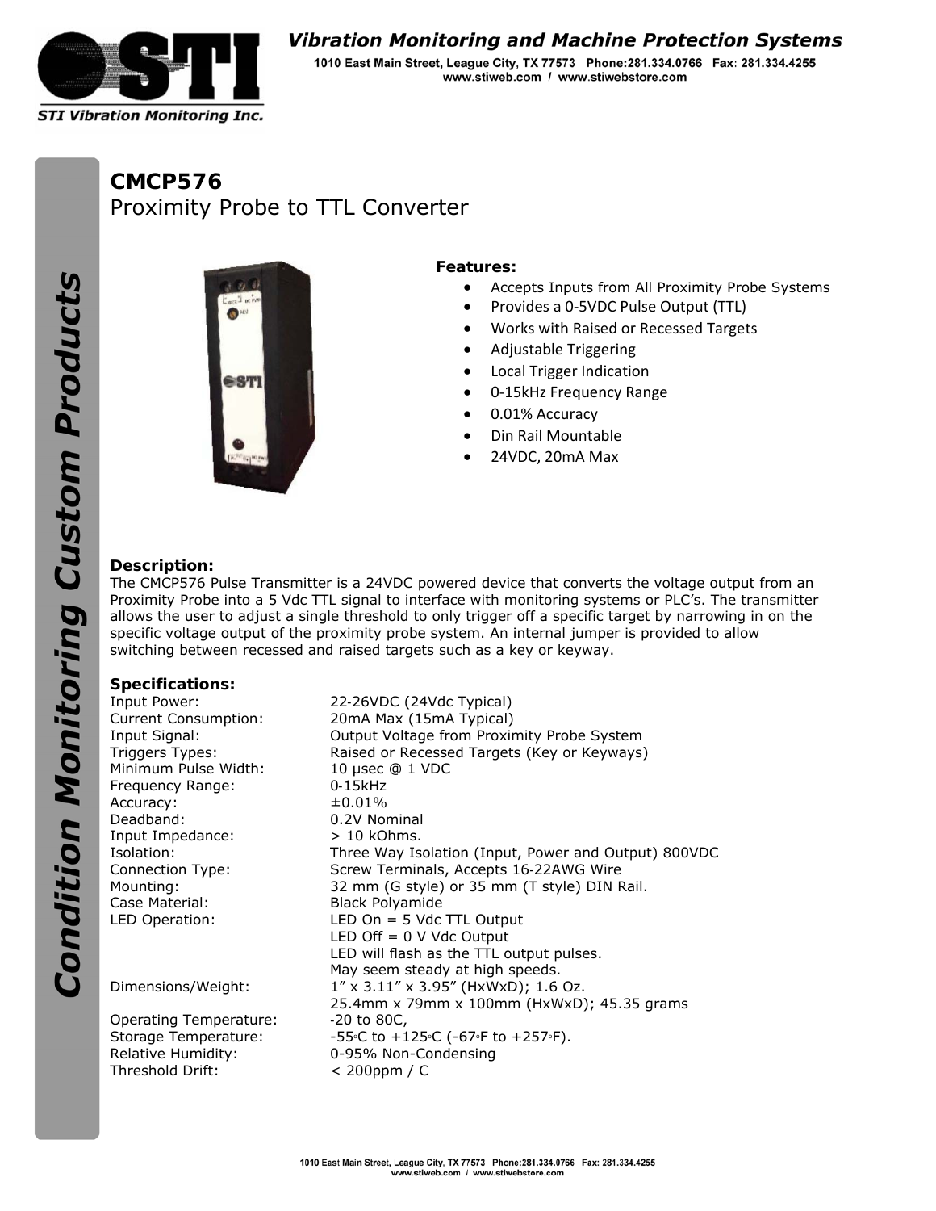# CMCP576

## Proximity Probe to TTL Converter

**Features:**

- Accepts Inputs from All Proximity Probe Systems
- Provides a 0-5VDC Pulse Output (TTL)
- Works with Raised or Recessed Targets
- Adjustable Triggering
- Local Trigger Indication
- 0-15kHz Frequency Range
- 0.01% Accuracy
- Din Rail Mountable
- 24VDC, 20mA Max

**Description:**

The CMCP576 Pulse Transmitter is a 24VDC powered device that converts the voltage output from an Proximity Probe into a 5 Vdc TTL signal to interface with monitoring systems or PLC's. The transmitter allows the user to adjust a single threshold to only trigger off a specific target by narrowing in on the specific voltage output of the proximity probe system. An internal jumper is provided to allow switching between recessed and raised targets such as a key or keyway.

**Specifications:**

| | |
|---|---|
| Input Power: | 22-26VDC (24Vdc Typical) |
| Current Consumption: | 20mA Max (15mA Typical) |
| Input Signal: | Output Voltage from Proximity Probe System |
| Triggers Types: | Raised or Recessed Targets (Key or Keyways) |
| Minimum Pulse Width: | 10 μsec @ 1 VDC |
| Frequency Range: | 0-15kHz |
| Accuracy: | ±0.01% |
| Deadband: | 0.2V Nominal |
| Input Impedance: | > 10 kOhms. |
| Isolation: | Three Way Isolation (Input, Power and Output) 800VDC |
| Connection Type: | Screw Terminals, Accepts 16-22AWG Wire |
| Mounting: | 32 mm (G style) or 35 mm (T style) DIN Rail. |
| Case Material: | Black Polyamide |
| LED Operation: | LED On = 5 Vdc TTL Output<br>LED Off = 0 V Vdc Output<br>LED will flash as the TTL output pulses.<br>May seem steady at high speeds. |
| Dimensions/Weight: | 1" x 3.11" x 3.95" (HxWxD); 1.6 Oz.<br>25.4mm x 79mm x 100mm (HxWxD); 45.35 grams |
| Operating Temperature: | -20 to 80C, |
| Storage Temperature: | -55°C to +125°C (-67°F to +257°F). |
| Relative Humidity: | 0-95% Non-Condensing |
| Threshold Drift: | < 200ppm / C |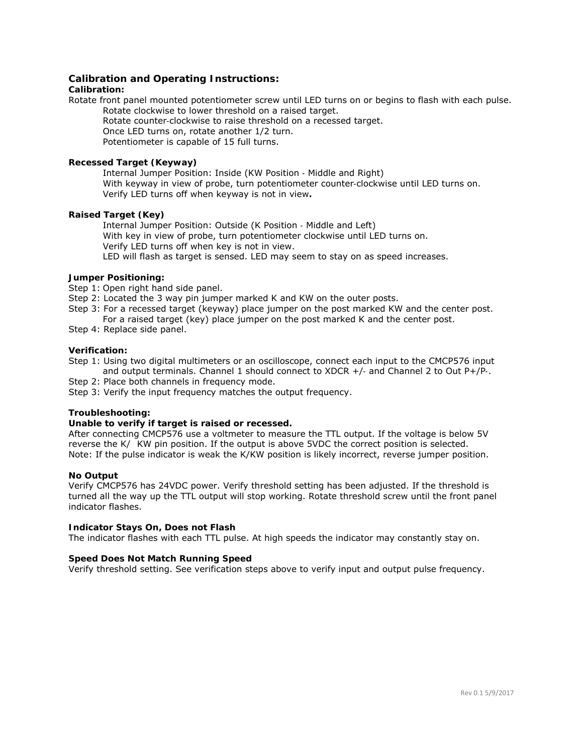## Calibration and Operating Instructions:

### Calibration:

Rotate front panel mounted potentiometer screw until LED turns on or begins to flash with each pulse.

Rotate clockwise to lower threshold on a raised target.
Rotate counter-clockwise to raise threshold on a recessed target.
Once LED turns on, rotate another 1/2 turn.
Potentiometer is capable of 15 full turns.

### Recessed Target (Keyway)

Internal Jumper Position: Inside (KW Position - Middle and Right)
With keyway in view of probe, turn potentiometer counter-clockwise until LED turns on.
Verify LED turns off when keyway is not in view**.**

### Raised Target (Key)

Internal Jumper Position: Outside (K Position - Middle and Left)
With key in view of probe, turn potentiometer clockwise until LED turns on.
Verify LED turns off when key is not in view.
LED will flash as target is sensed. LED may seem to stay on as speed increases.

### Jumper Positioning:

Step 1: Open right hand side panel.
Step 2: Located the 3 way pin jumper marked K and KW on the outer posts.
Step 3: For a recessed target (keyway) place jumper on the post marked KW and the center post.
For a raised target (key) place jumper on the post marked K and the center post.
Step 4: Replace side panel.

### Verification:

Step 1: Using two digital multimeters or an oscilloscope, connect each input to the CMCP576 input and output terminals. Channel 1 should connect to XDCR +/- and Channel 2 to Out P+/P-.
Step 2: Place both channels in frequency mode.
Step 3: Verify the input frequency matches the output frequency.

### Troubleshooting:

**Unable to verify if target is raised or recessed.**
After connecting CMCP576 use a voltmeter to measure the TTL output. If the voltage is below 5V reverse the K/ KW pin position. If the output is above 5VDC the correct position is selected.
Note: If the pulse indicator is weak the K/KW position is likely incorrect, reverse jumper position.

**No Output**
Verify CMCP576 has 24VDC power. Verify threshold setting has been adjusted. If the threshold is turned all the way up the TTL output will stop working. Rotate threshold screw until the front panel indicator flashes.

**Indicator Stays On, Does not Flash**
The indicator flashes with each TTL pulse. At high speeds the indicator may constantly stay on.

**Speed Does Not Match Running Speed**
Verify threshold setting. See verification steps above to verify input and output pulse frequency.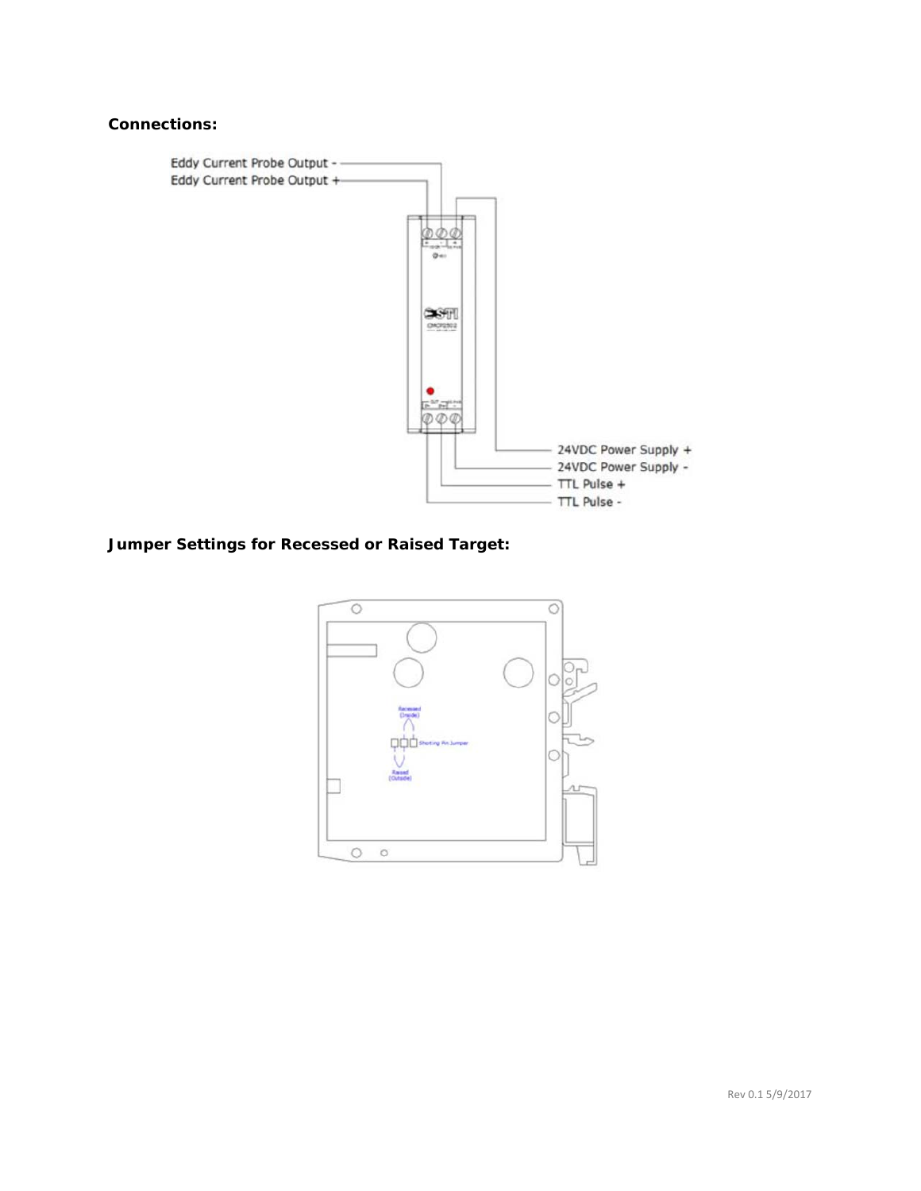**Connections:**

Eddy Current Probe Output -
Eddy Current Probe Output +

24VDC Power Supply +
24VDC Power Supply -
TTL Pulse +
TTL Pulse -

**Jumper Settings for Recessed or Raised Target:**

Recessed (Inside)
Shorting Pin Jumper
Raised (Outside)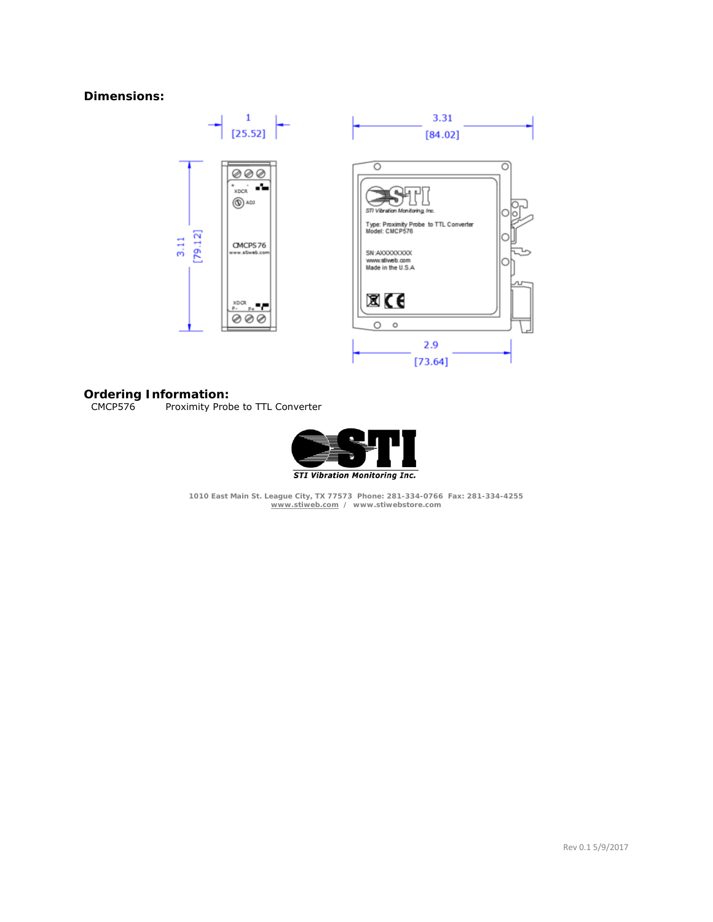## Dimensions:

1
[25.52]

3.31
[84.02]

3.11
[79.12]

2.9
[73.64]

## Ordering Information:

CMCP576 Proximity Probe to TTL Converter

*STI Vibration Monitoring Inc.*

1010 East Main St. League City, TX 77573 Phone: 281-334-0766 Fax: 281-334-4255
www.stiweb.com / www.stiwebstore.com

Rev 0.1 5/9/2017